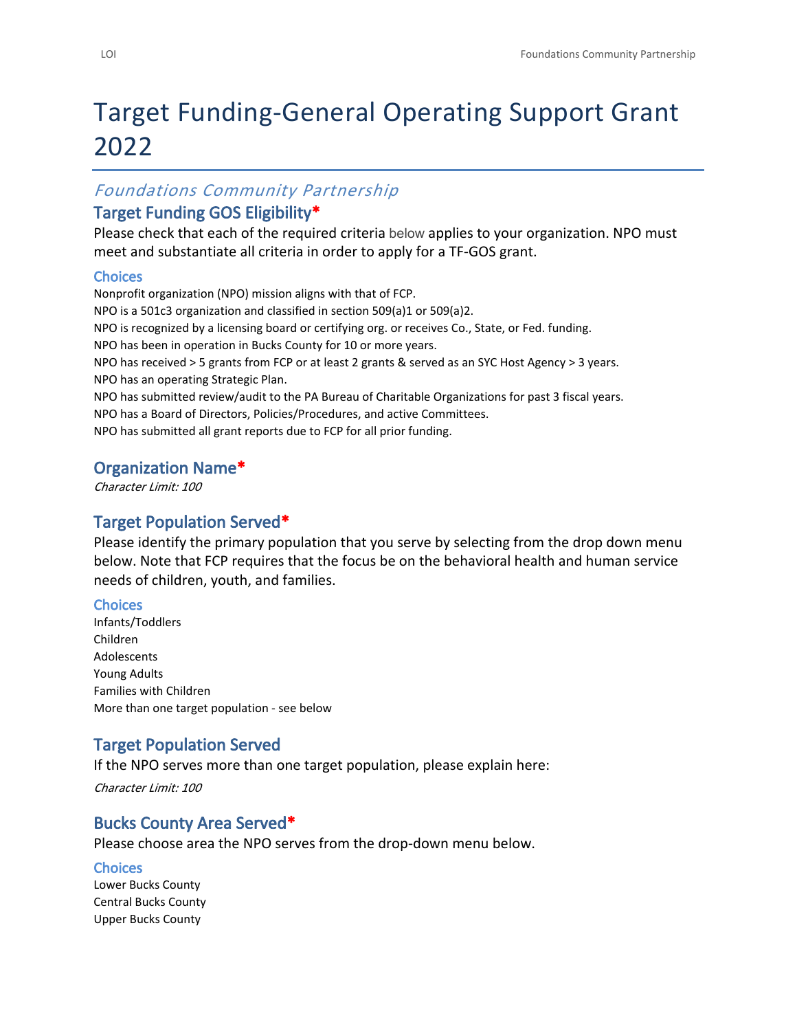# Target Funding-General Operating Support Grant 2022

*Foundations Community Partnership*

## Target Funding GOS Eligibility*

Please check that each of the required criteria below applies to your organization. NPO must meet and substantiate all criteria in order to apply for a TF-GOS grant.

### Choices

Nonprofit organization (NPO) mission aligns with that of FCP.
NPO is a 501c3 organization and classified in section 509(a)1 or 509(a)2.
NPO is recognized by a licensing board or certifying org. or receives Co., State, or Fed. funding.
NPO has been in operation in Bucks County for 10 or more years.
NPO has received > 5 grants from FCP or at least 2 grants & served as an SYC Host Agency > 3 years.
NPO has an operating Strategic Plan.
NPO has submitted review/audit to the PA Bureau of Charitable Organizations for past 3 fiscal years.
NPO has a Board of Directors, Policies/Procedures, and active Committees.
NPO has submitted all grant reports due to FCP for all prior funding.

## Organization Name*

*Character Limit: 100*

## Target Population Served*

Please identify the primary population that you serve by selecting from the drop down menu below. Note that FCP requires that the focus be on the behavioral health and human service needs of children, youth, and families.

### Choices

Infants/Toddlers
Children
Adolescents
Young Adults
Families with Children
More than one target population - see below

## Target Population Served

If the NPO serves more than one target population, please explain here:

*Character Limit: 100*

## Bucks County Area Served*

Please choose area the NPO serves from the drop-down menu below.

### Choices

Lower Bucks County
Central Bucks County
Upper Bucks County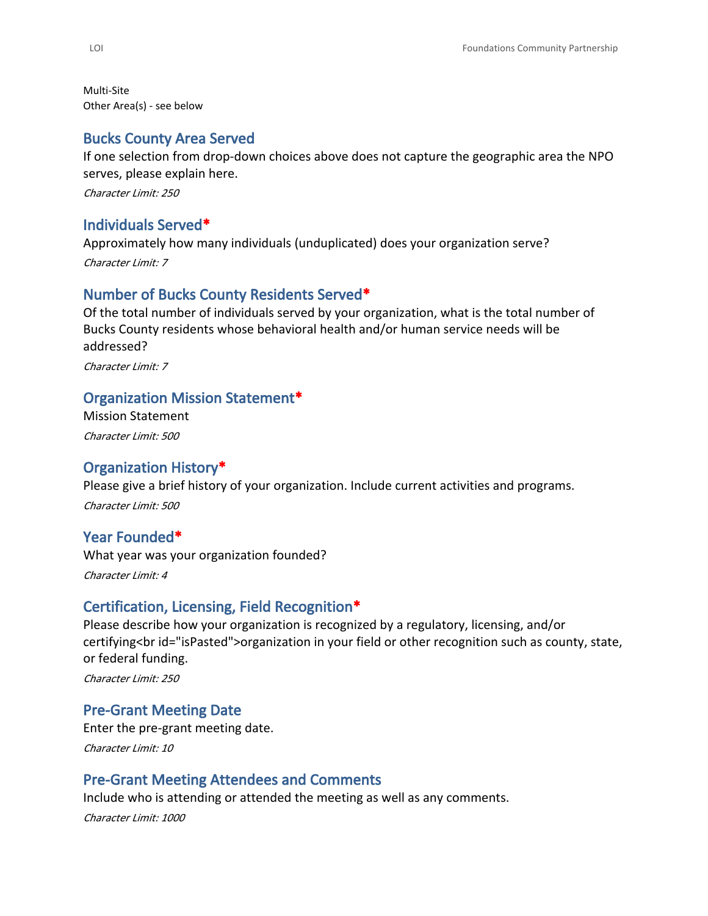Multi-Site
Other Area(s) - see below

## Bucks County Area Served

If one selection from drop-down choices above does not capture the geographic area the NPO serves, please explain here.

*Character Limit: 250*

## Individuals Served*

Approximately how many individuals (unduplicated) does your organization serve?

*Character Limit: 7*

## Number of Bucks County Residents Served*

Of the total number of individuals served by your organization, what is the total number of Bucks County residents whose behavioral health and/or human service needs will be addressed?

*Character Limit: 7*

## Organization Mission Statement*

Mission Statement

*Character Limit: 500*

## Organization History*

Please give a brief history of your organization. Include current activities and programs.

*Character Limit: 500*

## Year Founded*

What year was your organization founded?

*Character Limit: 4*

## Certification, Licensing, Field Recognition*

Please describe how your organization is recognized by a regulatory, licensing, and/or certifying<br id="isPasted">organization in your field or other recognition such as county, state, or federal funding.

*Character Limit: 250*

## Pre-Grant Meeting Date

Enter the pre-grant meeting date.

*Character Limit: 10*

## Pre-Grant Meeting Attendees and Comments

Include who is attending or attended the meeting as well as any comments.

*Character Limit: 1000*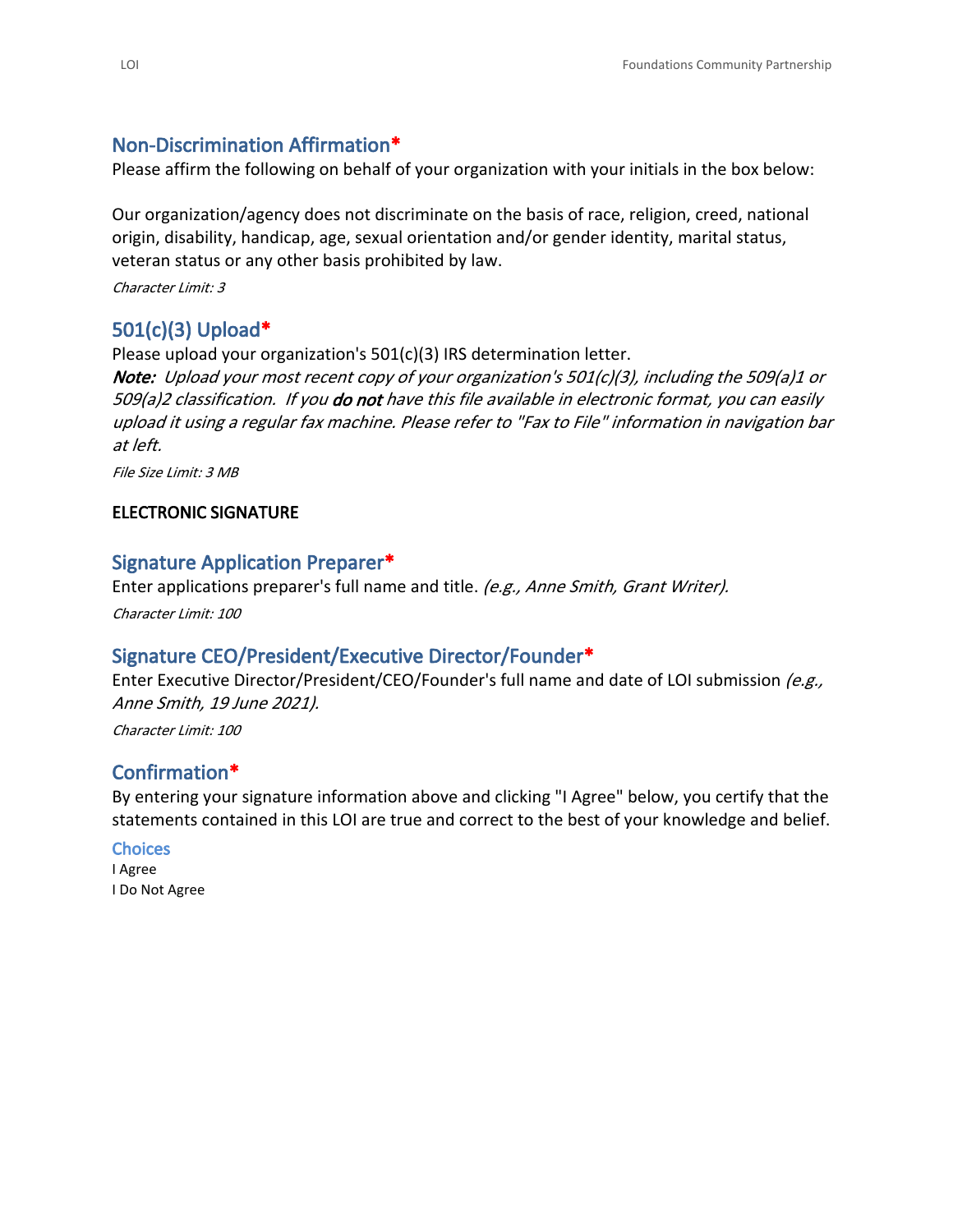## Non-Discrimination Affirmation*

Please affirm the following on behalf of your organization with your initials in the box below:

Our organization/agency does not discriminate on the basis of race, religion, creed, national origin, disability, handicap, age, sexual orientation and/or gender identity, marital status, veteran status or any other basis prohibited by law.

*Character Limit: 3*

## 501(c)(3) Upload*

Please upload your organization's 501(c)(3) IRS determination letter.

***Note:*** *Upload your most recent copy of your organization's 501(c)(3), including the 509(a)1 or 509(a)2 classification. If you* ***do not*** *have this file available in electronic format, you can easily upload it using a regular fax machine. Please refer to "Fax to File" information in navigation bar at left.*

*File Size Limit: 3 MB*

**ELECTRONIC SIGNATURE**

## Signature Application Preparer*

Enter applications preparer's full name and title. *(e.g., Anne Smith, Grant Writer).*

*Character Limit: 100*

## Signature CEO/President/Executive Director/Founder*

Enter Executive Director/President/CEO/Founder's full name and date of LOI submission *(e.g., Anne Smith, 19 June 2021).*

*Character Limit: 100*

## Confirmation*

By entering your signature information above and clicking "I Agree" below, you certify that the statements contained in this LOI are true and correct to the best of your knowledge and belief.

### Choices

I Agree
I Do Not Agree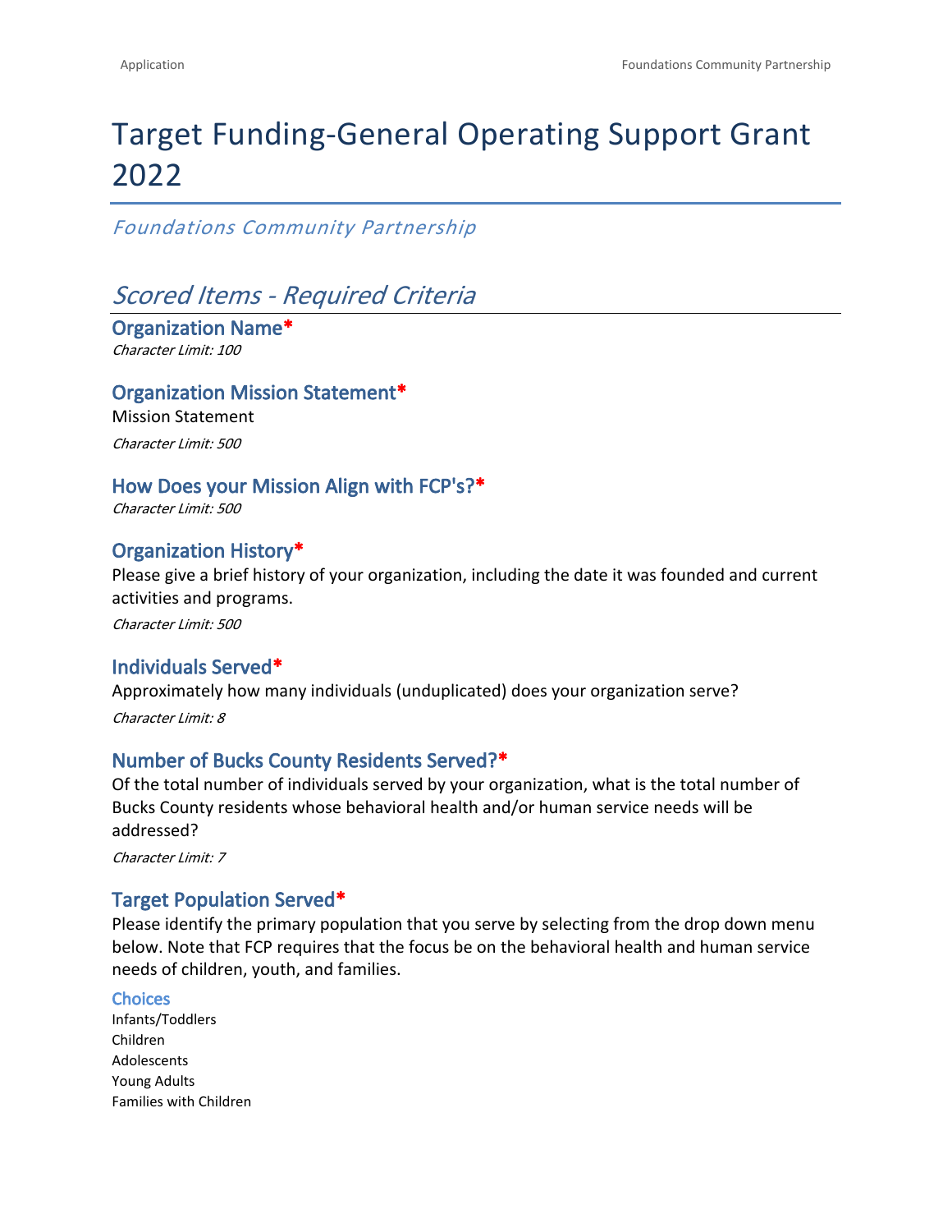# Target Funding-General Operating Support Grant 2022

*Foundations Community Partnership*

## *Scored Items - Required Criteria*

### Organization Name*

*Character Limit: 100*

### Organization Mission Statement*

Mission Statement

*Character Limit: 500*

### How Does your Mission Align with FCP's?*

*Character Limit: 500*

### Organization History*

Please give a brief history of your organization, including the date it was founded and current activities and programs.

*Character Limit: 500*

### Individuals Served*

Approximately how many individuals (unduplicated) does your organization serve?

*Character Limit: 8*

### Number of Bucks County Residents Served?*

Of the total number of individuals served by your organization, what is the total number of Bucks County residents whose behavioral health and/or human service needs will be addressed?

*Character Limit: 7*

### Target Population Served*

Please identify the primary population that you serve by selecting from the drop down menu below. Note that FCP requires that the focus be on the behavioral health and human service needs of children, youth, and families.

#### Choices

Infants/Toddlers
Children
Adolescents
Young Adults
Families with Children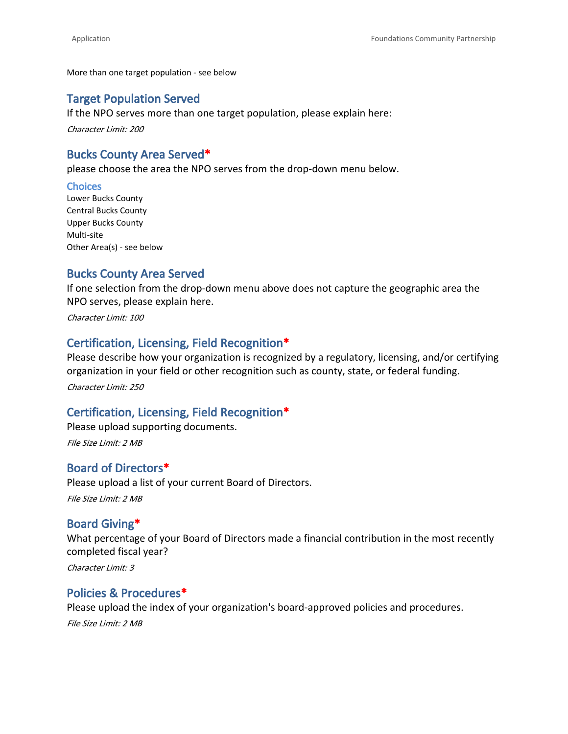More than one target population - see below

## Target Population Served

If the NPO serves more than one target population, please explain here:

*Character Limit: 200*

## Bucks County Area Served*

please choose the area the NPO serves from the drop-down menu below.

### Choices

Lower Bucks County
Central Bucks County
Upper Bucks County
Multi-site
Other Area(s) - see below

## Bucks County Area Served

If one selection from the drop-down menu above does not capture the geographic area the NPO serves, please explain here.

*Character Limit: 100*

## Certification, Licensing, Field Recognition*

Please describe how your organization is recognized by a regulatory, licensing, and/or certifying organization in your field or other recognition such as county, state, or federal funding.

*Character Limit: 250*

## Certification, Licensing, Field Recognition*

Please upload supporting documents.

*File Size Limit: 2 MB*

## Board of Directors*

Please upload a list of your current Board of Directors.

*File Size Limit: 2 MB*

## Board Giving*

What percentage of your Board of Directors made a financial contribution in the most recently completed fiscal year?

*Character Limit: 3*

## Policies & Procedures*

Please upload the index of your organization's board-approved policies and procedures.

*File Size Limit: 2 MB*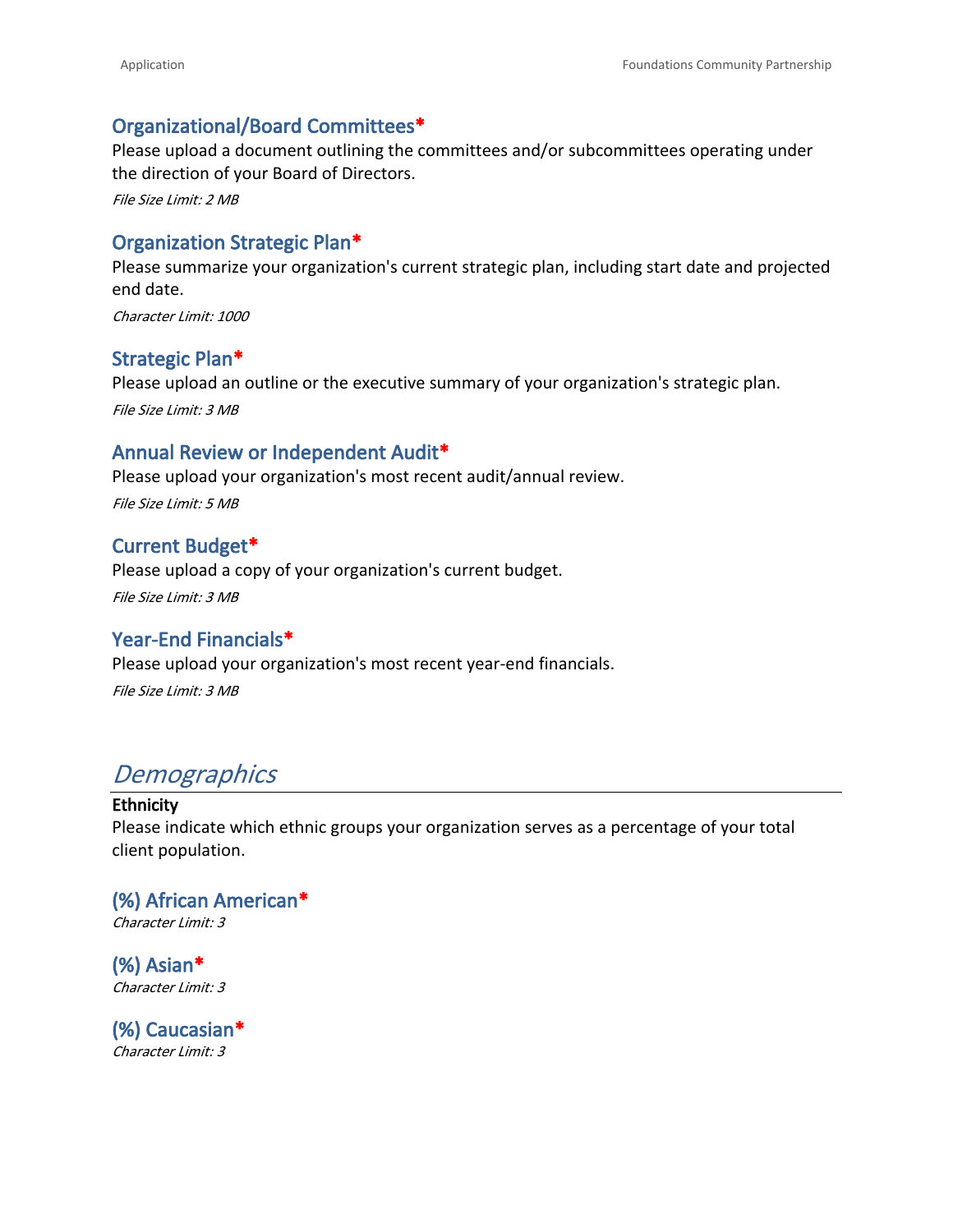### Organizational/Board Committees*

Please upload a document outlining the committees and/or subcommittees operating under the direction of your Board of Directors.

*File Size Limit: 2 MB*

### Organization Strategic Plan*

Please summarize your organization's current strategic plan, including start date and projected end date.

*Character Limit: 1000*

### Strategic Plan*

Please upload an outline or the executive summary of your organization's strategic plan.

*File Size Limit: 3 MB*

### Annual Review or Independent Audit*

Please upload your organization's most recent audit/annual review.

*File Size Limit: 5 MB*

### Current Budget*

Please upload a copy of your organization's current budget.

*File Size Limit: 3 MB*

### Year-End Financials*

Please upload your organization's most recent year-end financials.

*File Size Limit: 3 MB*

## *Demographics*

**Ethnicity**

Please indicate which ethnic groups your organization serves as a percentage of your total client population.

### (%) African American*

*Character Limit: 3*

### (%) Asian*

*Character Limit: 3*

### (%) Caucasian*

*Character Limit: 3*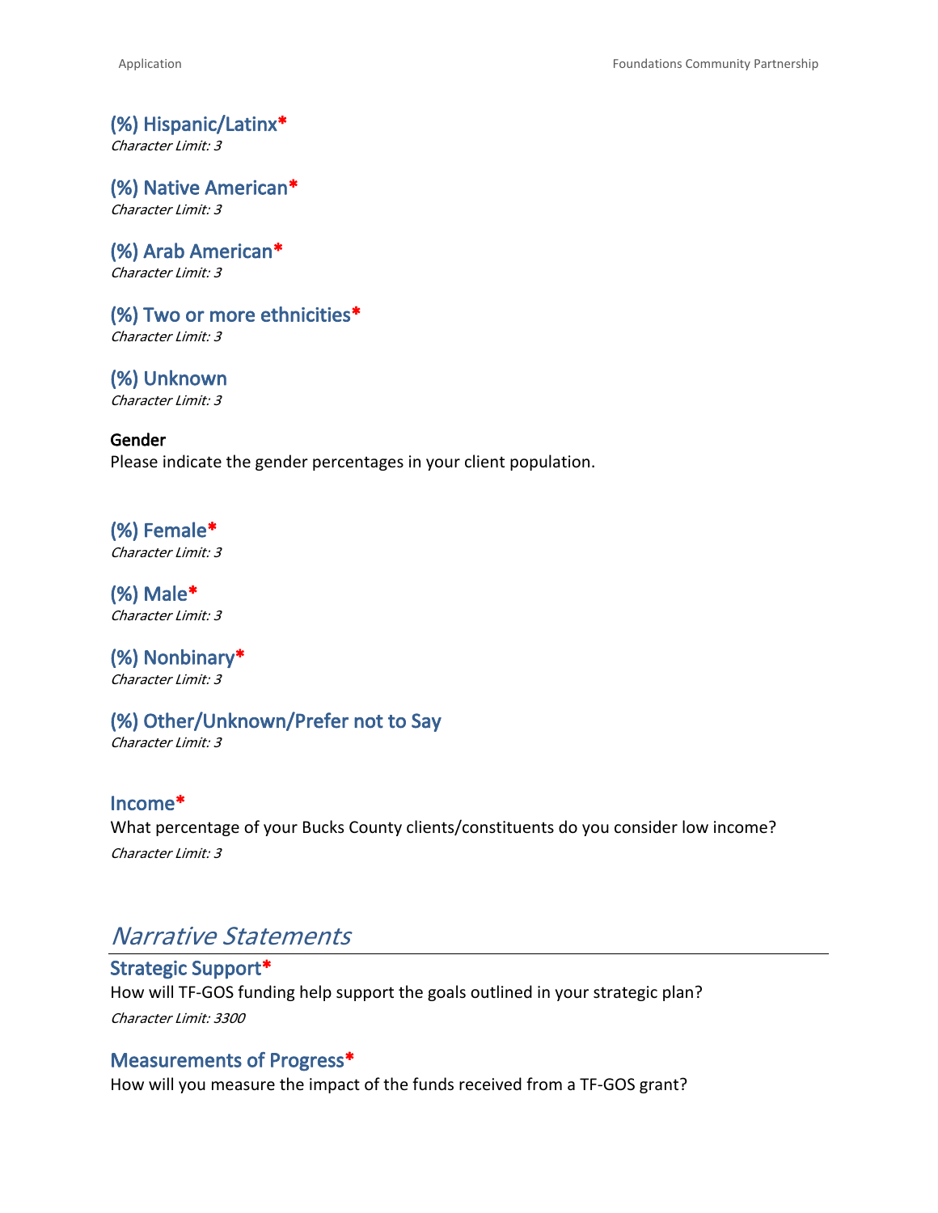### (%) Hispanic/Latinx*
*Character Limit: 3*

### (%) Native American*
*Character Limit: 3*

### (%) Arab American*
*Character Limit: 3*

### (%) Two or more ethnicities*
*Character Limit: 3*

### (%) Unknown
*Character Limit: 3*

**Gender**

Please indicate the gender percentages in your client population.

### (%) Female*
*Character Limit: 3*

### (%) Male*
*Character Limit: 3*

### (%) Nonbinary*
*Character Limit: 3*

### (%) Other/Unknown/Prefer not to Say
*Character Limit: 3*

### Income*
What percentage of your Bucks County clients/constituents do you consider low income?

*Character Limit: 3*

## *Narrative Statements*

### Strategic Support*
How will TF-GOS funding help support the goals outlined in your strategic plan?

*Character Limit: 3300*

### Measurements of Progress*
How will you measure the impact of the funds received from a TF-GOS grant?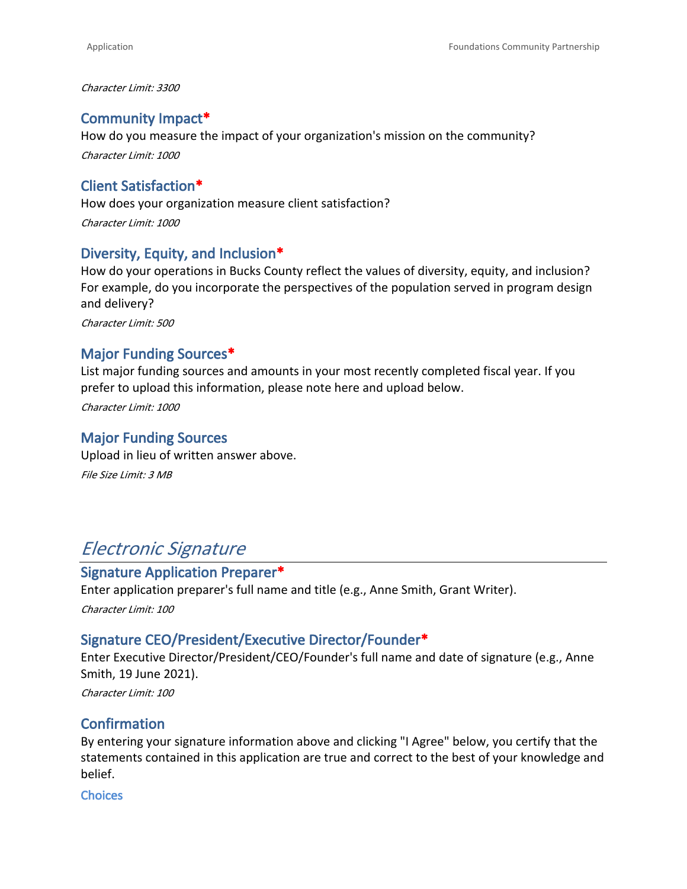*Character Limit: 3300*

### Community Impact*

How do you measure the impact of your organization's mission on the community?

*Character Limit: 1000*

### Client Satisfaction*

How does your organization measure client satisfaction?

*Character Limit: 1000*

### Diversity, Equity, and Inclusion*

How do your operations in Bucks County reflect the values of diversity, equity, and inclusion? For example, do you incorporate the perspectives of the population served in program design and delivery?

*Character Limit: 500*

### Major Funding Sources*

List major funding sources and amounts in your most recently completed fiscal year. If you prefer to upload this information, please note here and upload below.

*Character Limit: 1000*

### Major Funding Sources

Upload in lieu of written answer above.

*File Size Limit: 3 MB*

## *Electronic Signature*

### Signature Application Preparer*

Enter application preparer's full name and title (e.g., Anne Smith, Grant Writer).

*Character Limit: 100*

### Signature CEO/President/Executive Director/Founder*

Enter Executive Director/President/CEO/Founder's full name and date of signature (e.g., Anne Smith, 19 June 2021).

*Character Limit: 100*

### Confirmation

By entering your signature information above and clicking "I Agree" below, you certify that the statements contained in this application are true and correct to the best of your knowledge and belief.

#### Choices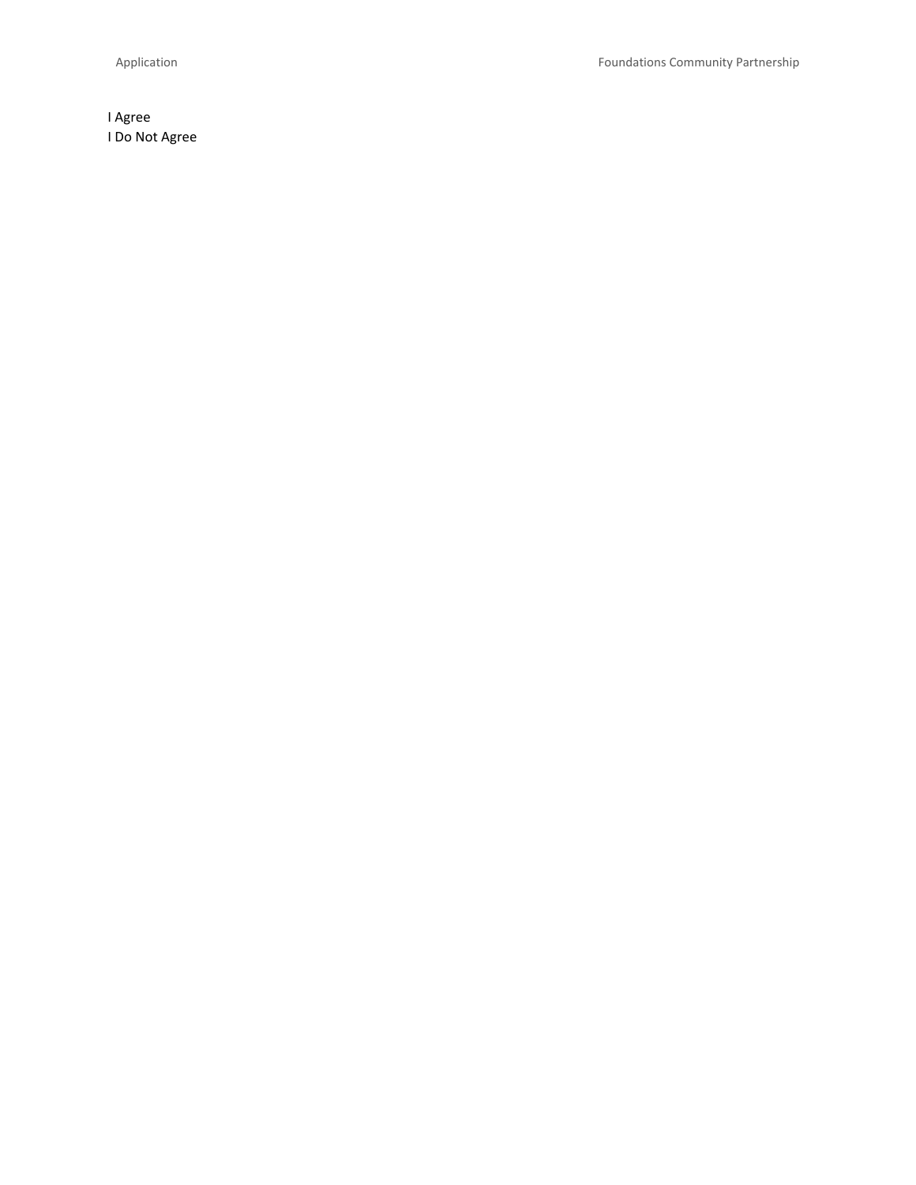I Agree
I Do Not Agree